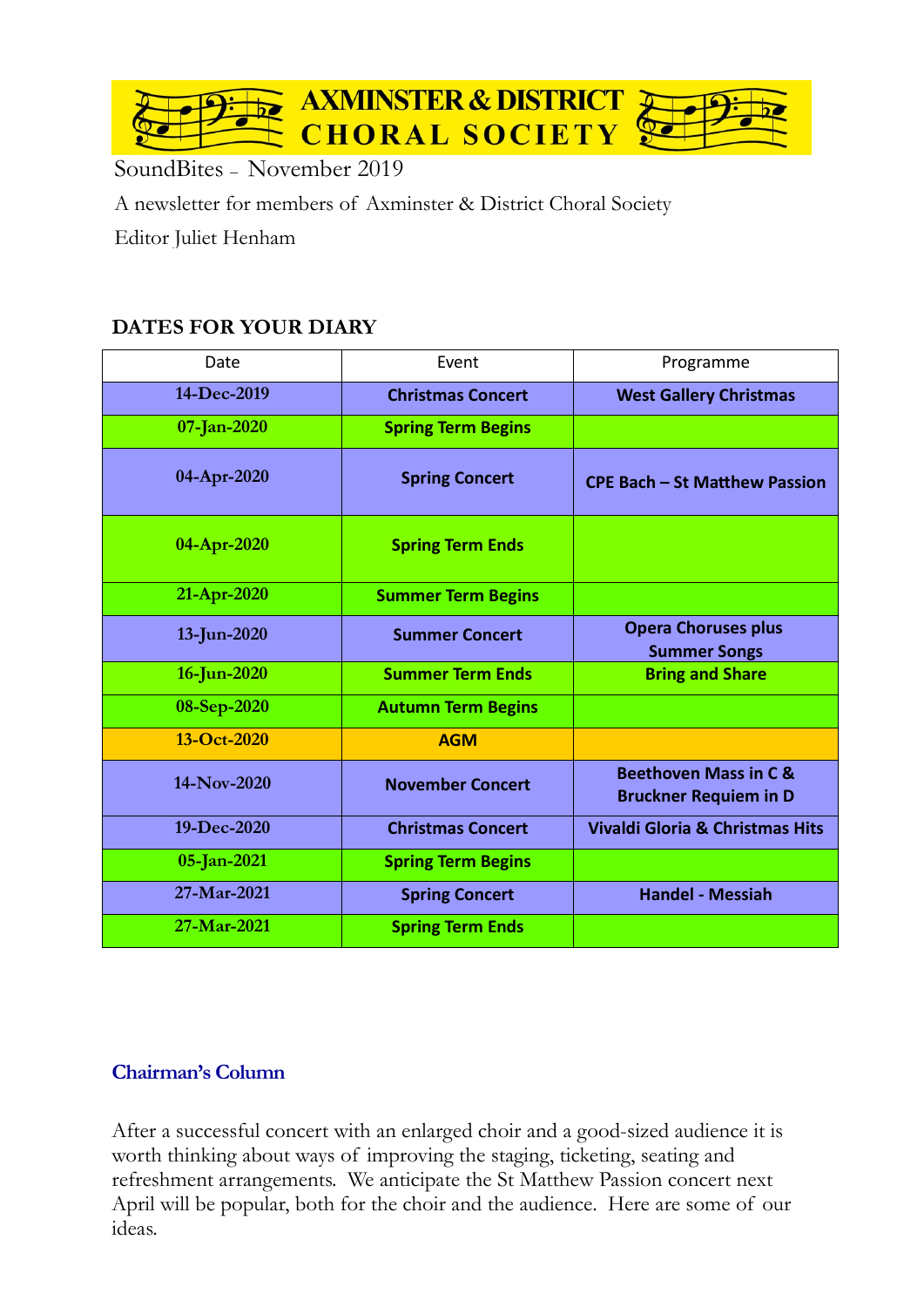# AXMINSTER & DISTRICT CHORAL SOCIETY

SoundBites – November 2019

A newsletter for members of Axminster & District Choral Society

Editor Juliet Henham

## DATES FOR YOUR DIARY

| Date | Event | Programme |
|---|---|---|
| 14-Dec-2019 | **Christmas Concert** | **West Gallery Christmas** |
| 07-Jan-2020 | **Spring Term Begins** | |
| 04-Apr-2020 | **Spring Concert** | **CPE Bach – St Matthew Passion** |
| 04-Apr-2020 | **Spring Term Ends** | |
| 21-Apr-2020 | **Summer Term Begins** | |
| 13-Jun-2020 | **Summer Concert** | **Opera Choruses plus Summer Songs** |
| 16-Jun-2020 | **Summer Term Ends** | **Bring and Share** |
| 08-Sep-2020 | **Autumn Term Begins** | |
| 13-Oct-2020 | **AGM** | |
| 14-Nov-2020 | **November Concert** | **Beethoven Mass in C & Bruckner Requiem in D** |
| 19-Dec-2020 | **Christmas Concert** | **Vivaldi Gloria & Christmas Hits** |
| 05-Jan-2021 | **Spring Term Begins** | |
| 27-Mar-2021 | **Spring Concert** | **Handel - Messiah** |
| 27-Mar-2021 | **Spring Term Ends** | |

### Chairman's Column

After a successful concert with an enlarged choir and a good-sized audience it is worth thinking about ways of improving the staging, ticketing, seating and refreshment arrangements. We anticipate the St Matthew Passion concert next April will be popular, both for the choir and the audience. Here are some of our ideas.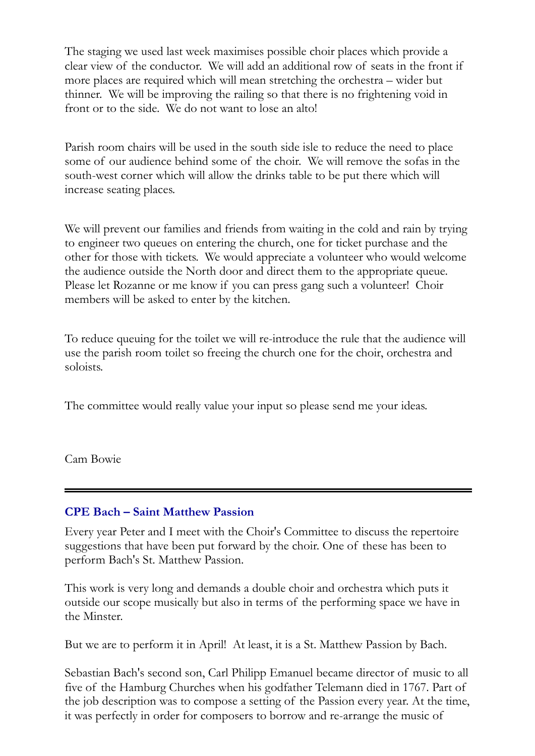The staging we used last week maximises possible choir places which provide a clear view of the conductor. We will add an additional row of seats in the front if more places are required which will mean stretching the orchestra – wider but thinner. We will be improving the railing so that there is no frightening void in front or to the side. We do not want to lose an alto!

Parish room chairs will be used in the south side isle to reduce the need to place some of our audience behind some of the choir. We will remove the sofas in the south-west corner which will allow the drinks table to be put there which will increase seating places.

We will prevent our families and friends from waiting in the cold and rain by trying to engineer two queues on entering the church, one for ticket purchase and the other for those with tickets. We would appreciate a volunteer who would welcome the audience outside the North door and direct them to the appropriate queue. Please let Rozanne or me know if you can press gang such a volunteer! Choir members will be asked to enter by the kitchen.

To reduce queuing for the toilet we will re-introduce the rule that the audience will use the parish room toilet so freeing the church one for the choir, orchestra and soloists.

The committee would really value your input so please send me your ideas.

Cam Bowie

---

## CPE Bach – Saint Matthew Passion

Every year Peter and I meet with the Choir's Committee to discuss the repertoire suggestions that have been put forward by the choir. One of these has been to perform Bach's St. Matthew Passion.

This work is very long and demands a double choir and orchestra which puts it outside our scope musically but also in terms of the performing space we have in the Minster.

But we are to perform it in April! At least, it is a St. Matthew Passion by Bach.

Sebastian Bach's second son, Carl Philipp Emanuel became director of music to all five of the Hamburg Churches when his godfather Telemann died in 1767. Part of the job description was to compose a setting of the Passion every year. At the time, it was perfectly in order for composers to borrow and re-arrange the music of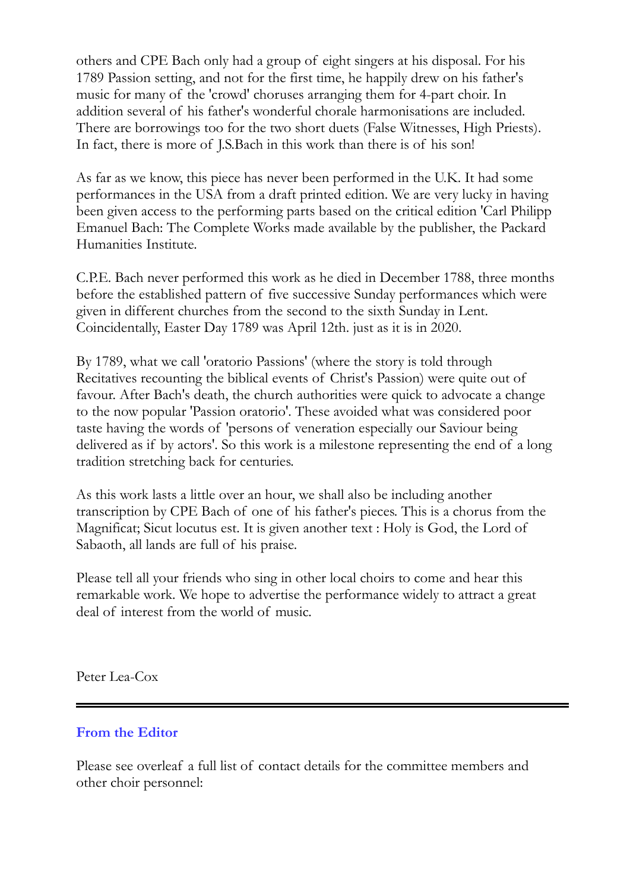others and CPE Bach only had a group of eight singers at his disposal. For his 1789 Passion setting, and not for the first time, he happily drew on his father's music for many of the 'crowd' choruses arranging them for 4-part choir. In addition several of his father's wonderful chorale harmonisations are included. There are borrowings too for the two short duets (False Witnesses, High Priests). In fact, there is more of J.S.Bach in this work than there is of his son!

As far as we know, this piece has never been performed in the U.K. It had some performances in the USA from a draft printed edition. We are very lucky in having been given access to the performing parts based on the critical edition 'Carl Philipp Emanuel Bach: The Complete Works made available by the publisher, the Packard Humanities Institute.

C.P.E. Bach never performed this work as he died in December 1788, three months before the established pattern of five successive Sunday performances which were given in different churches from the second to the sixth Sunday in Lent. Coincidentally, Easter Day 1789 was April 12th. just as it is in 2020.

By 1789, what we call 'oratorio Passions' (where the story is told through Recitatives recounting the biblical events of Christ's Passion) were quite out of favour. After Bach's death, the church authorities were quick to advocate a change to the now popular 'Passion oratorio'. These avoided what was considered poor taste having the words of 'persons of veneration especially our Saviour being delivered as if by actors'. So this work is a milestone representing the end of a long tradition stretching back for centuries.

As this work lasts a little over an hour, we shall also be including another transcription by CPE Bach of one of his father's pieces. This is a chorus from the Magnificat; Sicut locutus est. It is given another text : Holy is God, the Lord of Sabaoth, all lands are full of his praise.

Please tell all your friends who sing in other local choirs to come and hear this remarkable work. We hope to advertise the performance widely to attract a great deal of interest from the world of music.

Peter Lea-Cox

---

## From the Editor

Please see overleaf a full list of contact details for the committee members and other choir personnel: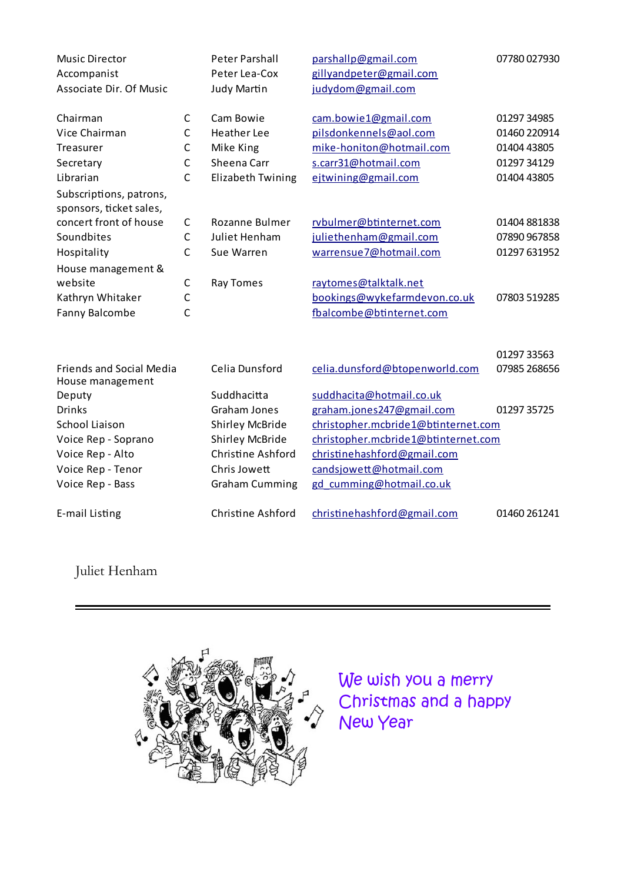| | | | | |
|---|---|---|---|---|
| Music Director | | Peter Parshall | parshallp@gmail.com | 07780 027930 |
| Accompanist | | Peter Lea-Cox | gillyandpeter@gmail.com | |
| Associate Dir. Of Music | | Judy Martin | judydom@gmail.com | |
| | | | | |
| Chairman | C | Cam Bowie | cam.bowie1@gmail.com | 01297 34985 |
| Vice Chairman | C | Heather Lee | pilsdonkennels@aol.com | 01460 220914 |
| Treasurer | C | Mike King | mike-honiton@hotmail.com | 01404 43805 |
| Secretary | C | Sheena Carr | s.carr31@hotmail.com | 01297 34129 |
| Librarian | C | Elizabeth Twining | ejtwining@gmail.com | 01404 43805 |
| Subscriptions, patrons, sponsors, ticket sales, concert front of house | C | Rozanne Bulmer | rvbulmer@btinternet.com | 01404 881838 |
| Soundbites | C | Juliet Henham | juliethenham@gmail.com | 07890 967858 |
| Hospitality | C | Sue Warren | warrensue7@hotmail.com | 01297 631952 |
| House management & website | C | Ray Tomes | raytomes@talktalk.net | |
| Kathryn Whitaker | C | | bookings@wykefarmdevon.co.uk | 07803 519285 |
| Fanny Balcombe | C | | fbalcombe@btinternet.com | |
| | | | | |
| Friends and Social Media House management | | Celia Dunsford | celia.dunsford@btopenworld.com | 01297 33563 07985 268656 |
| Deputy | | Suddhacitta | suddhacita@hotmail.co.uk | |
| Drinks | | Graham Jones | graham.jones247@gmail.com | 01297 35725 |
| School Liaison | | Shirley McBride | christopher.mcbride1@btinternet.com | |
| Voice Rep - Soprano | | Shirley McBride | christopher.mcbride1@btinternet.com | |
| Voice Rep - Alto | | Christine Ashford | christinehashford@gmail.com | |
| Voice Rep - Tenor | | Chris Jowett | candsjowett@hotmail.com | |
| Voice Rep - Bass | | Graham Cumming | gd_cumming@hotmail.co.uk | |
| | | | | |
| E-mail Listing | | Christine Ashford | christinehashford@gmail.com | 01460 261241 |

Juliet Henham

---

We wish you a merry Christmas and a happy New Year